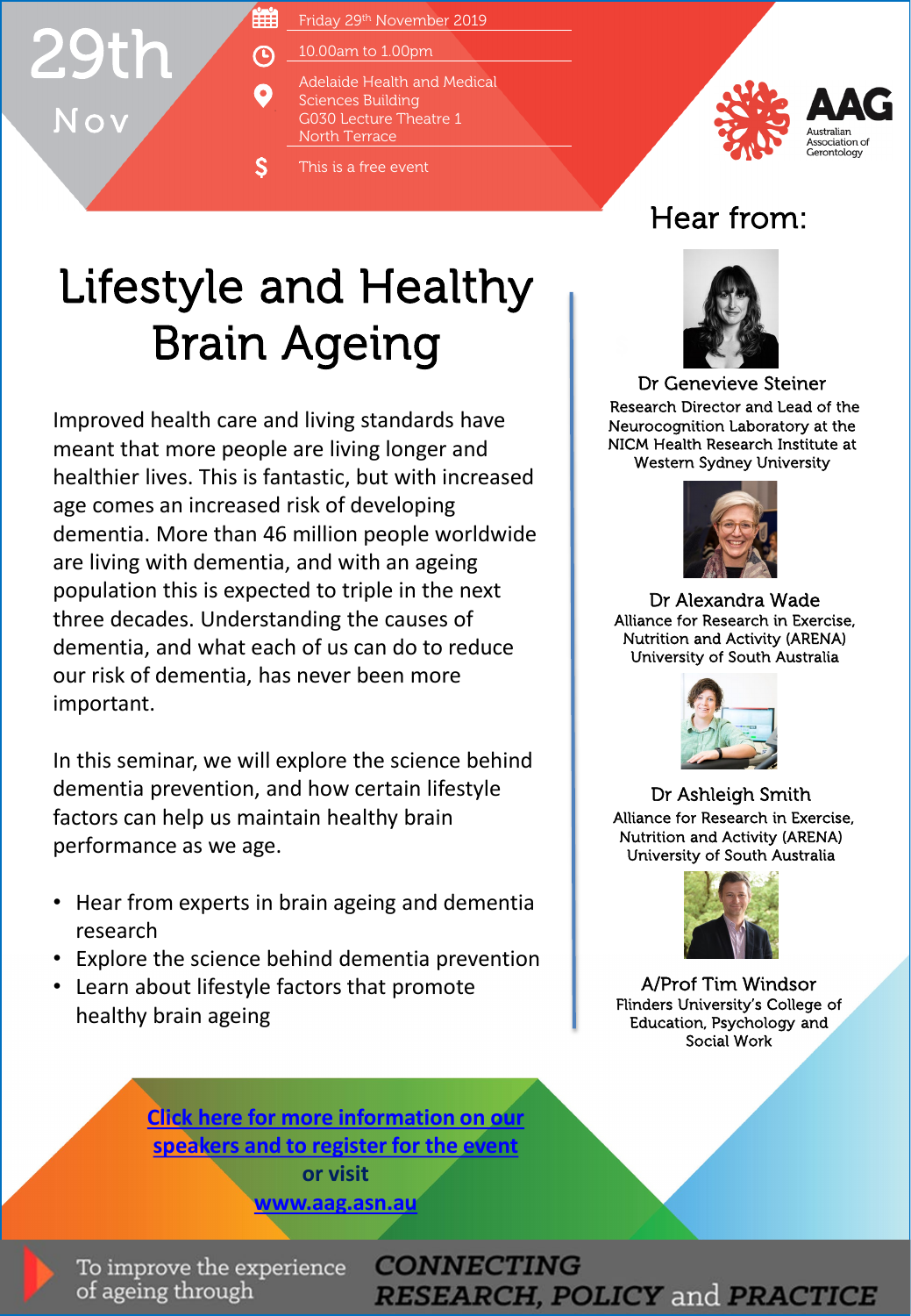29th Nov

- Friday 29th November 2019
- 10.00am to 1.00pm
- Adelaide Health and Medical Sciences Building G030 Lecture Theatre 1 North Terrace
- This is a free event

AAG Australian Association of Gerontology

# Lifestyle and Healthy Brain Ageing

Improved health care and living standards have meant that more people are living longer and healthier lives. This is fantastic, but with increased age comes an increased risk of developing dementia. More than 46 million people worldwide are living with dementia, and with an ageing population this is expected to triple in the next three decades. Understanding the causes of dementia, and what each of us can do to reduce our risk of dementia, has never been more important.

In this seminar, we will explore the science behind dementia prevention, and how certain lifestyle factors can help us maintain healthy brain performance as we age.

- Hear from experts in brain ageing and dementia research
- Explore the science behind dementia prevention
- Learn about lifestyle factors that promote healthy brain ageing

## Hear from:

**Dr Genevieve Steiner**
Research Director and Lead of the Neurocognition Laboratory at the NICM Health Research Institute at Western Sydney University

**Dr Alexandra Wade**
Alliance for Research in Exercise, Nutrition and Activity (ARENA) University of South Australia

**Dr Ashleigh Smith**
Alliance for Research in Exercise, Nutrition and Activity (ARENA) University of South Australia

**A/Prof Tim Windsor**
Flinders University's College of Education, Psychology and Social Work

**Click here for more information on our speakers and to register for the event**
**or visit**
**www.aag.asn.au**

To improve the experience of ageing through **CONNECTING RESEARCH, POLICY and PRACTICE**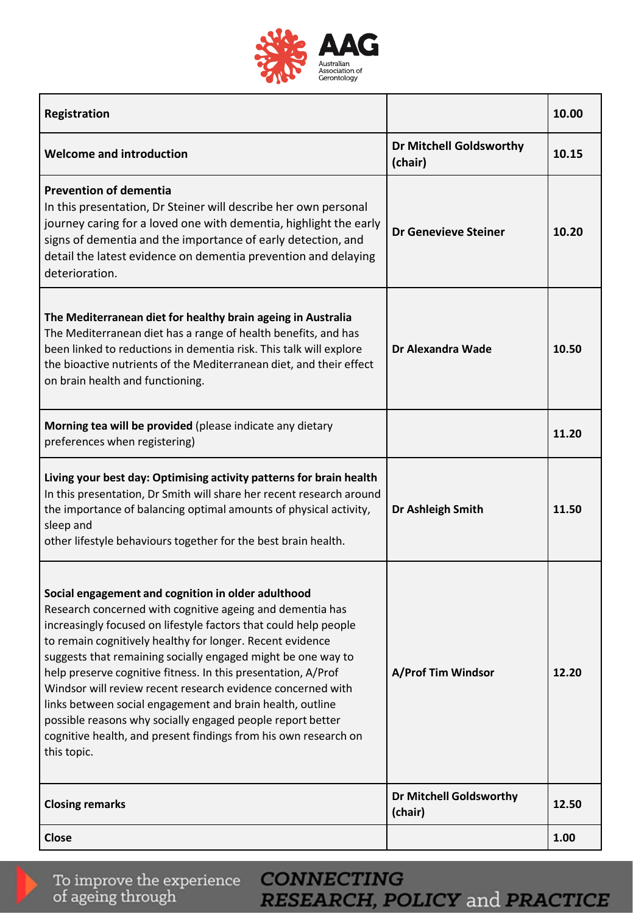| | | |
|---|---|---|
| **Registration** | | **10.00** |
| **Welcome and introduction** | **Dr Mitchell Goldsworthy (chair)** | **10.15** |
| **Prevention of dementia** In this presentation, Dr Steiner will describe her own personal journey caring for a loved one with dementia, highlight the early signs of dementia and the importance of early detection, and detail the latest evidence on dementia prevention and delaying deterioration. | **Dr Genevieve Steiner** | **10.20** |
| **The Mediterranean diet for healthy brain ageing in Australia** The Mediterranean diet has a range of health benefits, and has been linked to reductions in dementia risk. This talk will explore the bioactive nutrients of the Mediterranean diet, and their effect on brain health and functioning. | **Dr Alexandra Wade** | **10.50** |
| **Morning tea will be provided** (please indicate any dietary preferences when registering) | | **11.20** |
| **Living your best day: Optimising activity patterns for brain health** In this presentation, Dr Smith will share her recent research around the importance of balancing optimal amounts of physical activity, sleep and other lifestyle behaviours together for the best brain health. | **Dr Ashleigh Smith** | **11.50** |
| **Social engagement and cognition in older adulthood** Research concerned with cognitive ageing and dementia has increasingly focused on lifestyle factors that could help people to remain cognitively healthy for longer. Recent evidence suggests that remaining socially engaged might be one way to help preserve cognitive fitness. In this presentation, A/Prof Windsor will review recent research evidence concerned with links between social engagement and brain health, outline possible reasons why socially engaged people report better cognitive health, and present findings from his own research on this topic. | **A/Prof Tim Windsor** | **12.20** |
| **Closing remarks** | **Dr Mitchell Goldsworthy (chair)** | **12.50** |
| **Close** | | **1.00** |

To improve the experience of ageing through **CONNECTING RESEARCH, POLICY and PRACTICE**